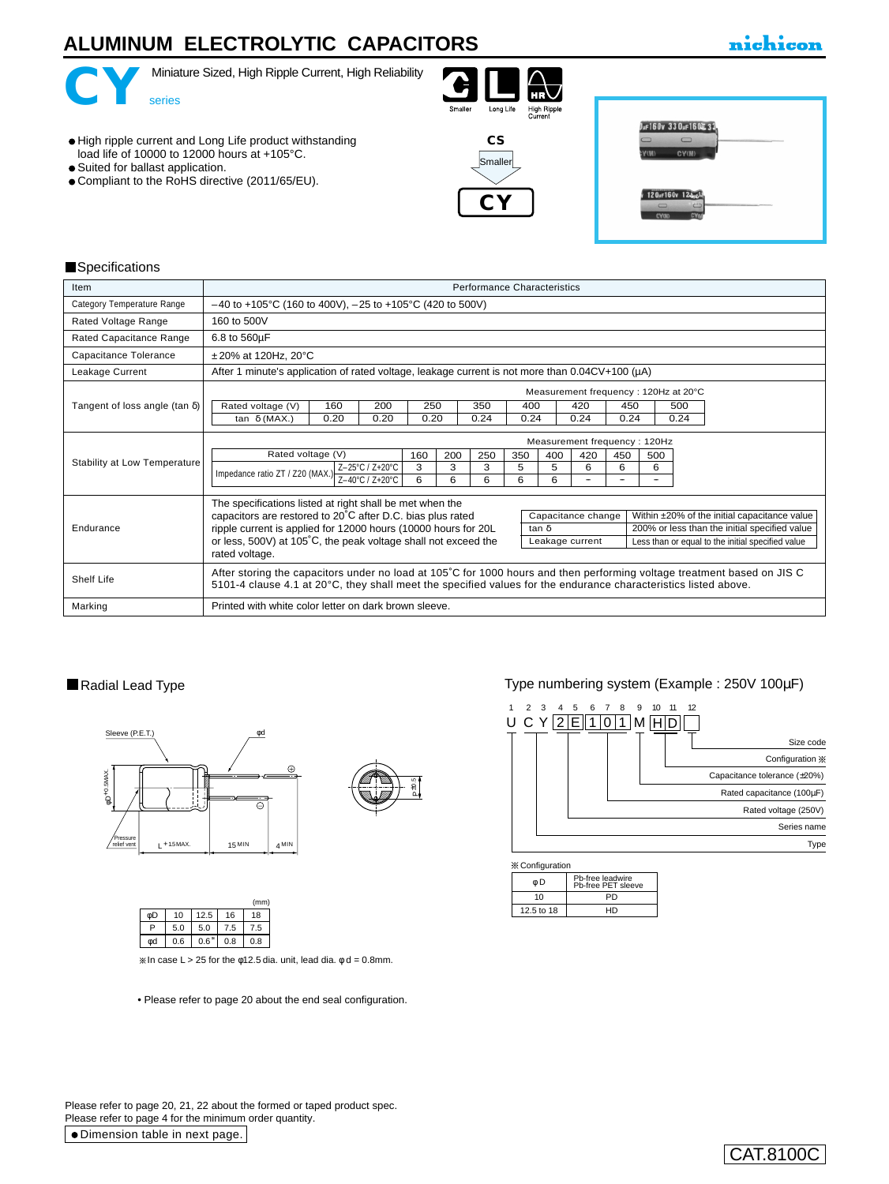# ALUMINUM ELECTROLYTIC CAPACITORS

nichicon

## CY series

Miniature Sized, High Ripple Current, High Reliability

Smaller | Long Life | High Ripple Current

- High ripple current and Long Life product withstanding load life of 10000 to 12000 hours at +105°C.
- Suited for ballast application.
- Compliant to the RoHS directive (2011/65/EU).

CS → Smaller → CY

### ■Specifications

| Item | Performance Characteristics |
|---|---|
| Category Temperature Range | –40 to +105°C (160 to 400V), –25 to +105°C (420 to 500V) |
| Rated Voltage Range | 160 to 500V |
| Rated Capacitance Range | 6.8 to 560µF |
| Capacitance Tolerance | ±20% at 120Hz, 20°C |
| Leakage Current | After 1 minute's application of rated voltage, leakage current is not more than 0.04CV+100 (µA) |
| Tangent of loss angle (tan δ) | Measurement frequency : 120Hz at 20°C (see table below) |
| Stability at Low Temperature | Measurement frequency : 120Hz (see table below) |
| Endurance | The specifications listed at right shall be met when the capacitors are restored to 20°C after D.C. bias plus rated ripple current is applied for 12000 hours (10000 hours for 20L or less, 500V) at 105°C, the peak voltage shall not exceed the rated voltage. (see table below) |
| Shelf Life | After storing the capacitors under no load at 105°C for 1000 hours and then performing voltage treatment based on JIS C 5101-4 clause 4.1 at 20°C, they shall meet the specified values for the endurance characteristics listed above. |
| Marking | Printed with white color letter on dark brown sleeve. |

Tangent of loss angle (Measurement frequency : 120Hz at 20°C)

| Rated voltage (V) | 160 | 200 | 250 | 350 | 400 | 420 | 450 | 500 |
|---|---|---|---|---|---|---|---|---|
| tan δ (MAX.) | 0.20 | 0.20 | 0.20 | 0.24 | 0.24 | 0.24 | 0.24 | 0.24 |

Stability at Low Temperature (Measurement frequency : 120Hz)

| Rated voltage (V) | | 160 | 200 | 250 | 350 | 400 | 420 | 450 | 500 |
|---|---|---|---|---|---|---|---|---|---|
| Impedance ratio ZT / Z20 (MAX.) | Z–25°C / Z+20°C | 3 | 3 | 3 | 5 | 5 | 6 | 6 | 6 |
| | Z–40°C / Z+20°C | 6 | 6 | 6 | 6 | 6 | – | – | – |

Endurance

| Capacitance change | Within ±20% of the initial capacitance value |
|---|---|
| tan δ | 200% or less than the initial specified value |
| Leakage current | Less than or equal to the initial specified value |

### ■Radial Lead Type

Sleeve (P.E.T.) φd

φD+0.5MAX. Pressure relief vent L+1.5MAX. 15MIN 4MIN P±0.5

(mm)

| φD | 10 | 12.5 | 16 | 18 |
|---|---|---|---|---|
| P | 5.0 | 5.0 | 7.5 | 7.5 |
| φd | 0.6 | 0.6※ | 0.8 | 0.8 |

※In case L > 25 for the φ12.5 dia. unit, lead dia. φd = 0.8mm.

• Please refer to page 20 about the end seal configuration.

### Type numbering system (Example : 250V 100µF)

1 2 3 4 5 6 7 8 9 10 11 12

U C Y 2 E 1 0 1 M H D □

- Size code (12)
- Configuration ※ (10–11)
- Capacitance tolerance (±20%) (9)
- Rated capacitance (100µF) (6–8)
- Rated voltage (250V) (4–5)
- Series name (2–3)
- Type (1)

※ Configuration

| φD | Pb-free leadwire Pb-free PET sleeve |
|---|---|
| 10 | PD |
| 12.5 to 18 | HD |

Please refer to page 20, 21, 22 about the formed or taped product spec.
Please refer to page 4 for the minimum order quantity.

● Dimension table in next page.

CAT.8100C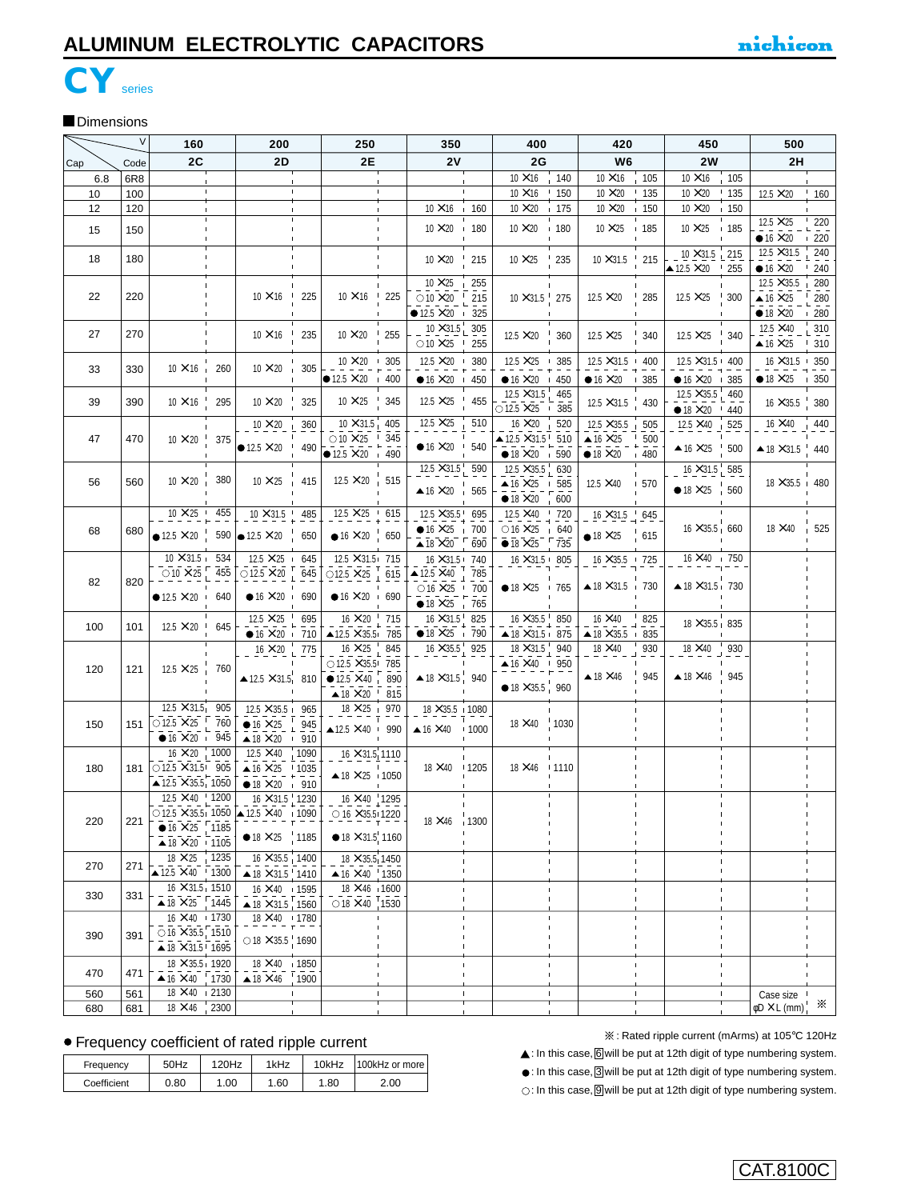# ALUMINUM ELECTROLYTIC CAPACITORS

## CY series

### Dimensions

| V → | | 160 | | 200 | | 250 | | 350 | | 400 | | 420 | | 450 | | 500 | |
|---|---|---|---|---|---|---|---|---|---|---|---|---|---|---|---|---|---|
| Cap | Code | 2C | | 2D | | 2E | | 2V | | 2G | | W6 | | 2W | | 2H | |
| 6.8 | 6R8 | | | | | | | | | 10×16 | 140 | 10×16 | 105 | 10×16 | 105 | | |
| 10 | 100 | | | | | | | | | 10×16 | 150 | 10×20 | 135 | 10×20 | 135 | 12.5×20 | 160 |
| 12 | 120 | | | | | | | 10×16 | 160 | 10×20 | 175 | 10×20 | 150 | 10×20 | 150 | | |
| 15 | 150 | | | | | | | 10×20 | 180 | 10×20 | 180 | 10×25 | 185 | 10×25 | 185 | 12.5×25<br>●16×20 | 220<br>220 |
| 18 | 180 | | | | | | | 10×20 | 215 | 10×25 | 235 | 10×31.5 | 215 | 10×31.5<br>▲12.5×20 | 215<br>255 | 12.5×31.5<br>●16×20 | 240<br>240 |
| 22 | 220 | | | 10×16 | 225 | 10×16 | 225 | 10×25<br>○10×20<br>●12.5×20 | 255<br>215<br>325 | 10×31.5 | 275 | 12.5×20 | 285 | 12.5×25 | 300 | 12.5×35.5<br>▲16×25<br>●18×20 | 280<br>280<br>280 |
| 27 | 270 | | | 10×16 | 235 | 10×20 | 255 | 10×31.5<br>○10×25 | 305<br>255 | 12.5×20 | 360 | 12.5×25 | 340 | 12.5×25 | 340 | 12.5×40<br>▲16×25 | 310<br>310 |
| 33 | 330 | 10×16 | 260 | 10×20 | 305 | 10×20<br>●12.5×20 | 305<br>400 | 12.5×20<br>●16×20 | 380<br>450 | 12.5×25<br>●16×20 | 385<br>450 | 12.5×31.5<br>●16×20 | 400<br>385 | 12.5×31.5<br>●16×20 | 400<br>385 | 16×31.5<br>●18×25 | 350<br>350 |
| 39 | 390 | 10×16 | 295 | 10×20 | 325 | 10×25 | 345 | 12.5×25 | 455 | 12.5×31.5<br>○12.5×25 | 465<br>385 | 12.5×31.5 | 430 | 12.5×35.5<br>●18×20 | 460<br>440 | 16×35.5 | 380 |
| 47 | 470 | 10×20 | 375 | 10×20<br>●12.5×20 | 360<br>490 | 10×31.5<br>○10×25<br>●12.5×20 | 405<br>345<br>490 | 12.5×25<br>●16×20 | 510<br>540 | 16×20<br>▲12.5×31.5<br>●18×20 | 520<br>510<br>590 | 12.5×35.5<br>▲16×25<br>●18×20 | 505<br>500<br>480 | 12.5×40<br>▲16×25 | 525<br>500 | 16×40<br>▲18×31.5 | 440<br>440 |
| 56 | 560 | 10×20 | 380 | 10×25 | 415 | 12.5×20 | 515 | 12.5×31.5<br>▲16×20 | 590<br>565 | 12.5×35.5<br>▲16×25<br>●18×20 | 630<br>585<br>600 | 12.5×40 | 570 | 16×31.5<br>●18×25 | 585<br>560 | 18×35.5 | 480 |
| 68 | 680 | 10×25<br>●12.5×20 | 455<br>590 | 10×31.5<br>●12.5×20 | 485<br>650 | 12.5×25<br>●16×20 | 615<br>650 | 12.5×35.5<br>●16×25<br>▲18×20 | 695<br>700<br>690 | 12.5×40<br>○16×25<br>●18×25 | 720<br>640<br>735 | 16×31.5<br>●18×25 | 645<br>615 | 16×35.5 | 660 | 18×40 | 525 |
| 82 | 820 | 10×31.5<br>○10×25<br>●12.5×20 | 534<br>455<br>640 | 12.5×25<br>○12.5×20<br>●16×20 | 645<br>645<br>690 | 12.5×31.5<br>○12.5×25<br>●16×20 | 715<br>615<br>690 | 16×31.5<br>▲12.5×40<br>○16×25<br>●18×25 | 740<br>785<br>700<br>765 | 16×31.5<br>●18×25 | 805<br>765 | 16×35.5<br>▲18×31.5 | 725<br>730 | 16×40<br>▲18×31.5 | 750<br>730 | | |
| 100 | 101 | 12.5×20 | 645 | 12.5×25<br>●16×20 | 695<br>710 | 16×20<br>▲12.5×35.5 | 715<br>785 | 16×31.5<br>●18×25 | 825<br>790 | 16×35.5<br>▲18×31.5 | 850<br>875 | 16×40<br>▲18×35.5 | 825<br>835 | 18×35.5 | 835 | | |
| 120 | 121 | 12.5×25 | 760 | 16×20<br>▲12.5×31.5 | 775<br>810 | 16×25<br>○12.5×35.5<br>●12.5×40<br>▲18×20 | 845<br>785<br>890<br>815 | 16×35.5<br>▲18×31.5 | 925<br>940 | 18×31.5<br>▲16×40<br>●18×35.5 | 940<br>950<br>960 | 18×40<br>▲18×46 | 930<br>945 | 18×40<br>▲18×46 | 930<br>945 | | |
| 150 | 151 | 12.5×31.5<br>○12.5×25<br>●16×20 | 905<br>760<br>945 | 12.5×35.5<br>●16×25<br>▲18×20 | 965<br>945<br>910 | 18×25<br>▲12.5×40 | 970<br>990 | 18×35.5<br>▲16×40 | 1080<br>1000 | 18×40 | 1030 | | | | | | |
| 180 | 181 | 16×20<br>○12.5×31.5<br>▲12.5×35.5 | 1000<br>905<br>1050 | 12.5×40<br>▲16×25<br>●18×20 | 1090<br>1035<br>910 | 16×31.5<br>▲18×25 | 1110<br>1050 | 18×40 | 1205 | 18×46 | 1110 | | | | | | |
| 220 | 221 | 12.5×40<br>○12.5×35.5<br>●16×25<br>▲18×20 | 1200<br>1050<br>1185<br>1105 | 16×31.5<br>▲12.5×40<br>●18×25 | 1230<br>1090<br>1185 | 16×40<br>○16×35.5<br>●18×31.5 | 1295<br>1220<br>1160 | 18×46 | 1300 | | | | | | | | |
| 270 | 271 | 18×25<br>▲12.5×40 | 1235<br>1300 | 16×35.5<br>▲18×31.5 | 1400<br>1410 | 18×35.5<br>▲16×40 | 1450<br>1350 | | | | | | | | | | |
| 330 | 331 | 16×31.5<br>▲18×25 | 1510<br>1445 | 16×40<br>▲18×31.5 | 1595<br>1560 | 18×46<br>○18×40 | 1600<br>1530 | | | | | | | | | | |
| 390 | 391 | 16×40<br>○16×35.5<br>▲18×31.5 | 1730<br>1510<br>1695 | 18×40<br>○18×35.5 | 1780<br>1690 | | | | | | | | | | | | |
| 470 | 471 | 18×35.5<br>▲16×40 | 1920<br>1730 | 18×40<br>▲18×46 | 1850<br>1900 | | | | | | | | | | | | |
| 560 | 561 | 18×40 | 2130 | | | | | | | | | | | | | Case size | ※ |
| 680 | 681 | 18×46 | 2300 | | | | | | | | | | | | | φD×L (mm) | |

※ : Rated ripple current (mArms) at 105℃ 120Hz

▲: In this case, 6 will be put at 12th digit of type numbering system.

●: In this case, 3 will be put at 12th digit of type numbering system.

○: In this case, 9 will be put at 12th digit of type numbering system.

### ● Frequency coefficient of rated ripple current

| Frequency | 50Hz | 120Hz | 1kHz | 10kHz | 100kHz or more |
|---|---|---|---|---|---|
| Coefficient | 0.80 | 1.00 | 1.60 | 1.80 | 2.00 |

CAT.8100C